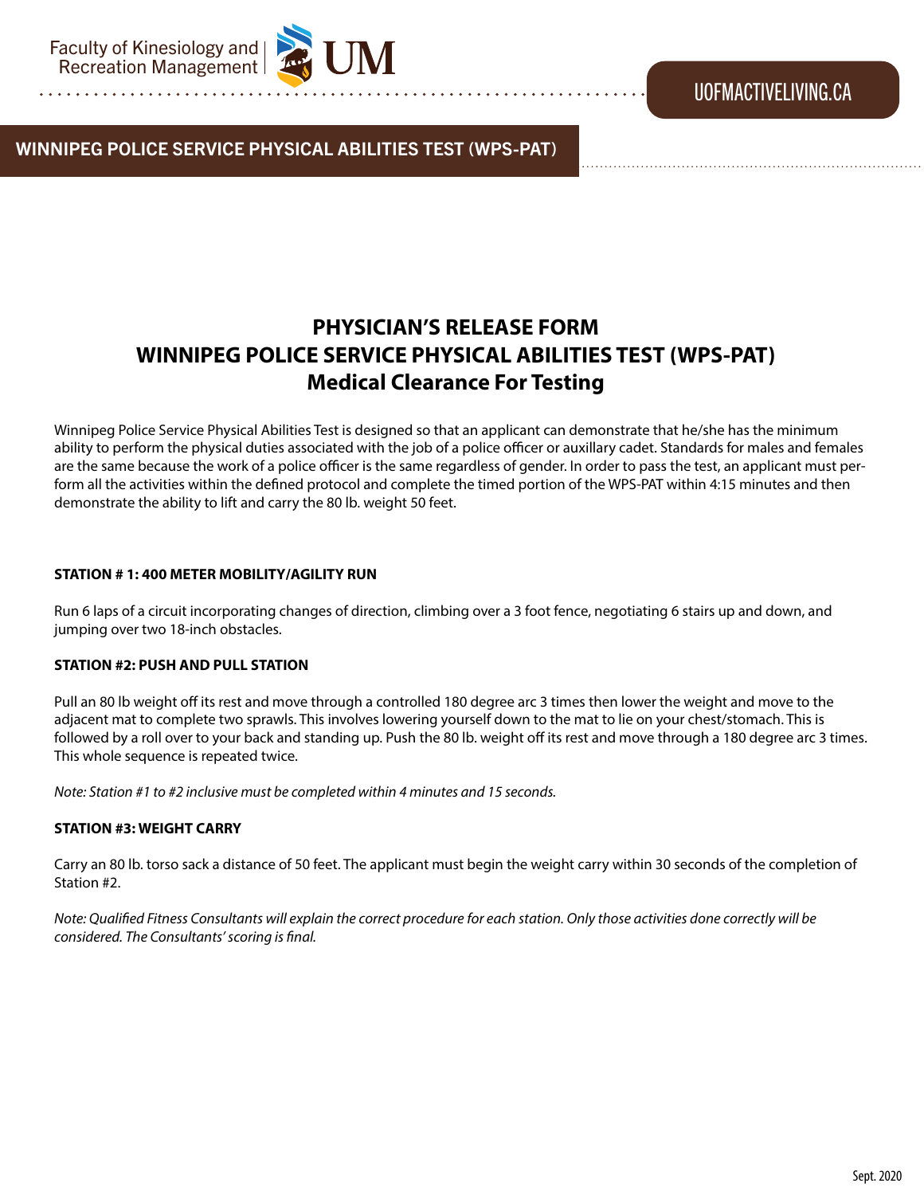Faculty of Kinesiology and Recreation Management | UM

UOFMACTIVELIVING.CA

**WINNIPEG POLICE SERVICE PHYSICAL ABILITIES TEST (WPS-PAT)**

# PHYSICIAN'S RELEASE FORM
# WINNIPEG POLICE SERVICE PHYSICAL ABILITIES TEST (WPS-PAT)
# Medical Clearance For Testing

Winnipeg Police Service Physical Abilities Test is designed so that an applicant can demonstrate that he/she has the minimum ability to perform the physical duties associated with the job of a police officer or auxillary cadet. Standards for males and females are the same because the work of a police officer is the same regardless of gender. In order to pass the test, an applicant must perform all the activities within the defined protocol and complete the timed portion of the WPS-PAT within 4:15 minutes and then demonstrate the ability to lift and carry the 80 lb. weight 50 feet.

**STATION # 1: 400 METER MOBILITY/AGILITY RUN**

Run 6 laps of a circuit incorporating changes of direction, climbing over a 3 foot fence, negotiating 6 stairs up and down, and jumping over two 18-inch obstacles.

**STATION #2: PUSH AND PULL STATION**

Pull an 80 lb weight off its rest and move through a controlled 180 degree arc 3 times then lower the weight and move to the adjacent mat to complete two sprawls. This involves lowering yourself down to the mat to lie on your chest/stomach. This is followed by a roll over to your back and standing up. Push the 80 lb. weight off its rest and move through a 180 degree arc 3 times. This whole sequence is repeated twice.

*Note: Station #1 to #2 inclusive must be completed within 4 minutes and 15 seconds.*

**STATION #3: WEIGHT CARRY**

Carry an 80 lb. torso sack a distance of 50 feet. The applicant must begin the weight carry within 30 seconds of the completion of Station #2.

*Note: Qualified Fitness Consultants will explain the correct procedure for each station. Only those activities done correctly will be considered. The Consultants' scoring is final.*

Sept. 2020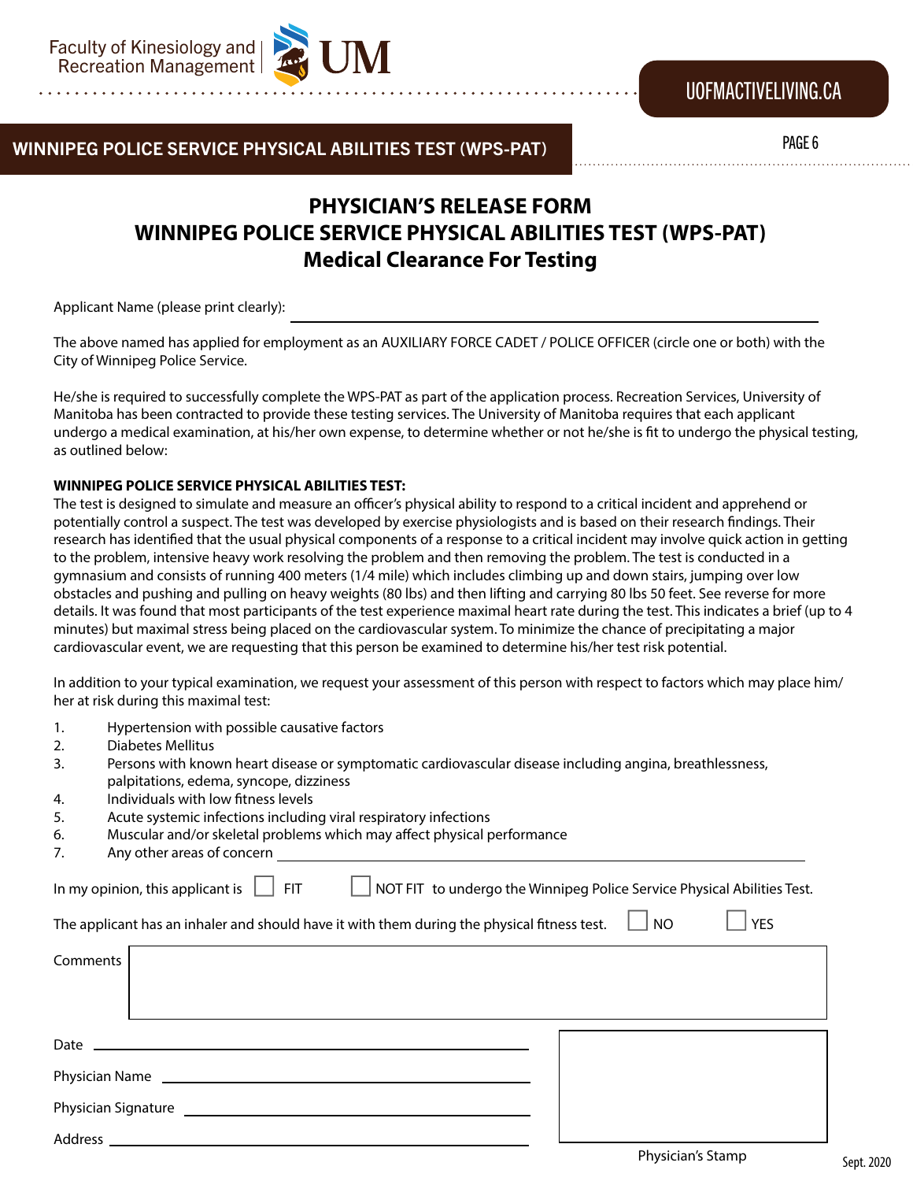# PHYSICIAN'S RELEASE FORM
# WINNIPEG POLICE SERVICE PHYSICAL ABILITIES TEST (WPS-PAT)
## Medical Clearance For Testing

Applicant Name (please print clearly): ______________________________

The above named has applied for employment as an AUXILIARY FORCE CADET / POLICE OFFICER (circle one or both) with the City of Winnipeg Police Service.

He/she is required to successfully complete the WPS-PAT as part of the application process. Recreation Services, University of Manitoba has been contracted to provide these testing services. The University of Manitoba requires that each applicant undergo a medical examination, at his/her own expense, to determine whether or not he/she is fit to undergo the physical testing, as outlined below:

**WINNIPEG POLICE SERVICE PHYSICAL ABILITIES TEST:**
The test is designed to simulate and measure an officer's physical ability to respond to a critical incident and apprehend or potentially control a suspect. The test was developed by exercise physiologists and is based on their research findings. Their research has identified that the usual physical components of a response to a critical incident may involve quick action in getting to the problem, intensive heavy work resolving the problem and then removing the problem. The test is conducted in a gymnasium and consists of running 400 meters (1/4 mile) which includes climbing up and down stairs, jumping over low obstacles and pushing and pulling on heavy weights (80 lbs) and then lifting and carrying 80 lbs 50 feet. See reverse for more details. It was found that most participants of the test experience maximal heart rate during the test. This indicates a brief (up to 4 minutes) but maximal stress being placed on the cardiovascular system. To minimize the chance of precipitating a major cardiovascular event, we are requesting that this person be examined to determine his/her test risk potential.

In addition to your typical examination, we request your assessment of this person with respect to factors which may place him/her at risk during this maximal test:

1. Hypertension with possible causative factors
2. Diabetes Mellitus
3. Persons with known heart disease or symptomatic cardiovascular disease including angina, breathlessness, palpitations, edema, syncope, dizziness
4. Individuals with low fitness levels
5. Acute systemic infections including viral respiratory infections
6. Muscular and/or skeletal problems which may affect physical performance
7. Any other areas of concern ______________________________

In my opinion, this applicant is ☐ FIT ☐ NOT FIT to undergo the Winnipeg Police Service Physical Abilities Test.

The applicant has an inhaler and should have it with them during the physical fitness test. ☐ NO ☐ YES

Comments

Date ______________________________

Physician Name ______________________________

Physician Signature ______________________________

Address ______________________________

Physician's Stamp

Sept. 2020